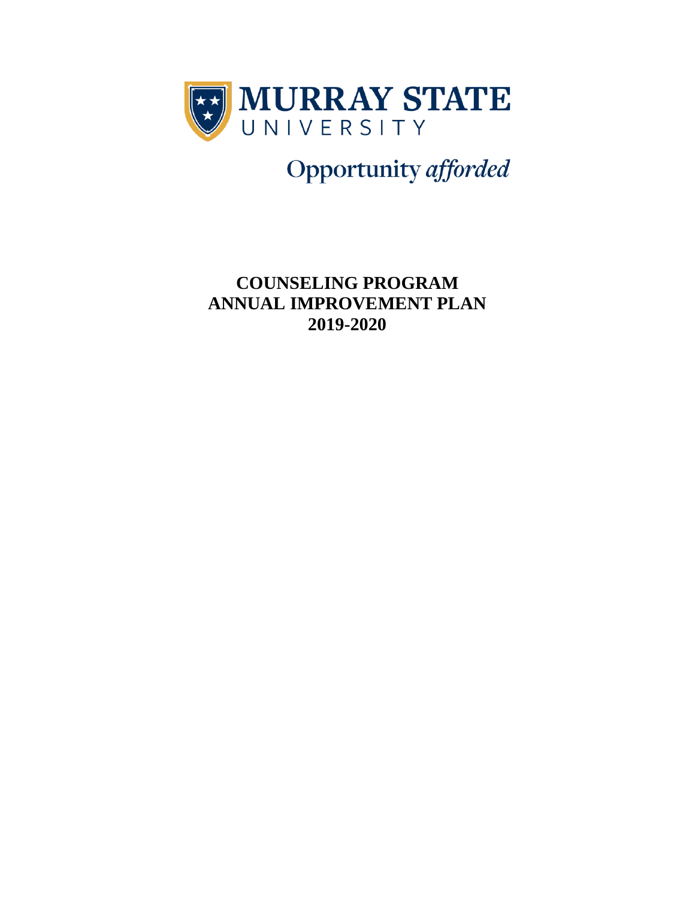MURRAY STATE
UNIVERSITY

Opportunity *afforded*

# COUNSELING PROGRAM ANNUAL IMPROVEMENT PLAN 2019-2020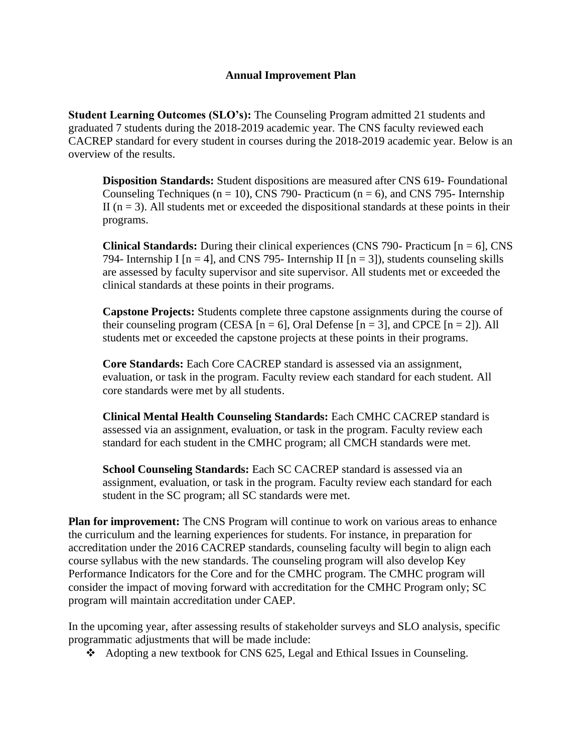**Annual Improvement Plan**

**Student Learning Outcomes (SLO's):** The Counseling Program admitted 21 students and graduated 7 students during the 2018-2019 academic year. The CNS faculty reviewed each CACREP standard for every student in courses during the 2018-2019 academic year. Below is an overview of the results.

> **Disposition Standards:** Student dispositions are measured after CNS 619- Foundational Counseling Techniques (n = 10), CNS 790- Practicum (n = 6), and CNS 795- Internship II (n = 3). All students met or exceeded the dispositional standards at these points in their programs.
>
> **Clinical Standards:** During their clinical experiences (CNS 790- Practicum [n = 6], CNS 794- Internship I [n = 4], and CNS 795- Internship II [n = 3]), students counseling skills are assessed by faculty supervisor and site supervisor. All students met or exceeded the clinical standards at these points in their programs.
>
> **Capstone Projects:** Students complete three capstone assignments during the course of their counseling program (CESA [n = 6], Oral Defense [n = 3], and CPCE [n = 2]). All students met or exceeded the capstone projects at these points in their programs.
>
> **Core Standards:** Each Core CACREP standard is assessed via an assignment, evaluation, or task in the program. Faculty review each standard for each student. All core standards were met by all students.
>
> **Clinical Mental Health Counseling Standards:** Each CMHC CACREP standard is assessed via an assignment, evaluation, or task in the program. Faculty review each standard for each student in the CMHC program; all CMCH standards were met.
>
> **School Counseling Standards:** Each SC CACREP standard is assessed via an assignment, evaluation, or task in the program. Faculty review each standard for each student in the SC program; all SC standards were met.

**Plan for improvement:** The CNS Program will continue to work on various areas to enhance the curriculum and the learning experiences for students. For instance, in preparation for accreditation under the 2016 CACREP standards, counseling faculty will begin to align each course syllabus with the new standards. The counseling program will also develop Key Performance Indicators for the Core and for the CMHC program. The CMHC program will consider the impact of moving forward with accreditation for the CMHC Program only; SC program will maintain accreditation under CAEP.

In the upcoming year, after assessing results of stakeholder surveys and SLO analysis, specific programmatic adjustments that will be made include:

- Adopting a new textbook for CNS 625, Legal and Ethical Issues in Counseling.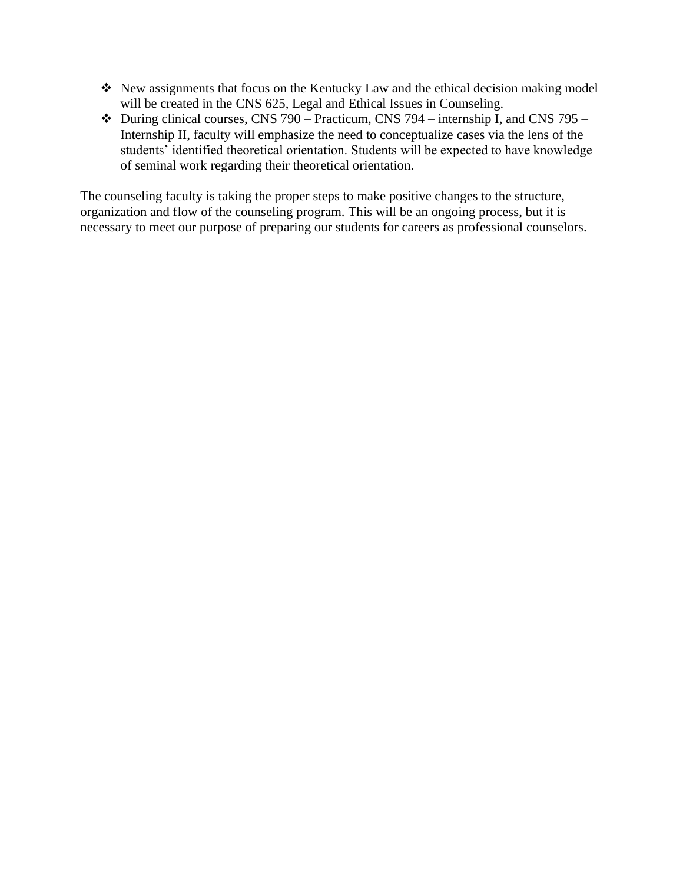- New assignments that focus on the Kentucky Law and the ethical decision making model will be created in the CNS 625, Legal and Ethical Issues in Counseling.
- During clinical courses, CNS 790 – Practicum, CNS 794 – internship I, and CNS 795 – Internship II, faculty will emphasize the need to conceptualize cases via the lens of the students' identified theoretical orientation. Students will be expected to have knowledge of seminal work regarding their theoretical orientation.

The counseling faculty is taking the proper steps to make positive changes to the structure, organization and flow of the counseling program. This will be an ongoing process, but it is necessary to meet our purpose of preparing our students for careers as professional counselors.